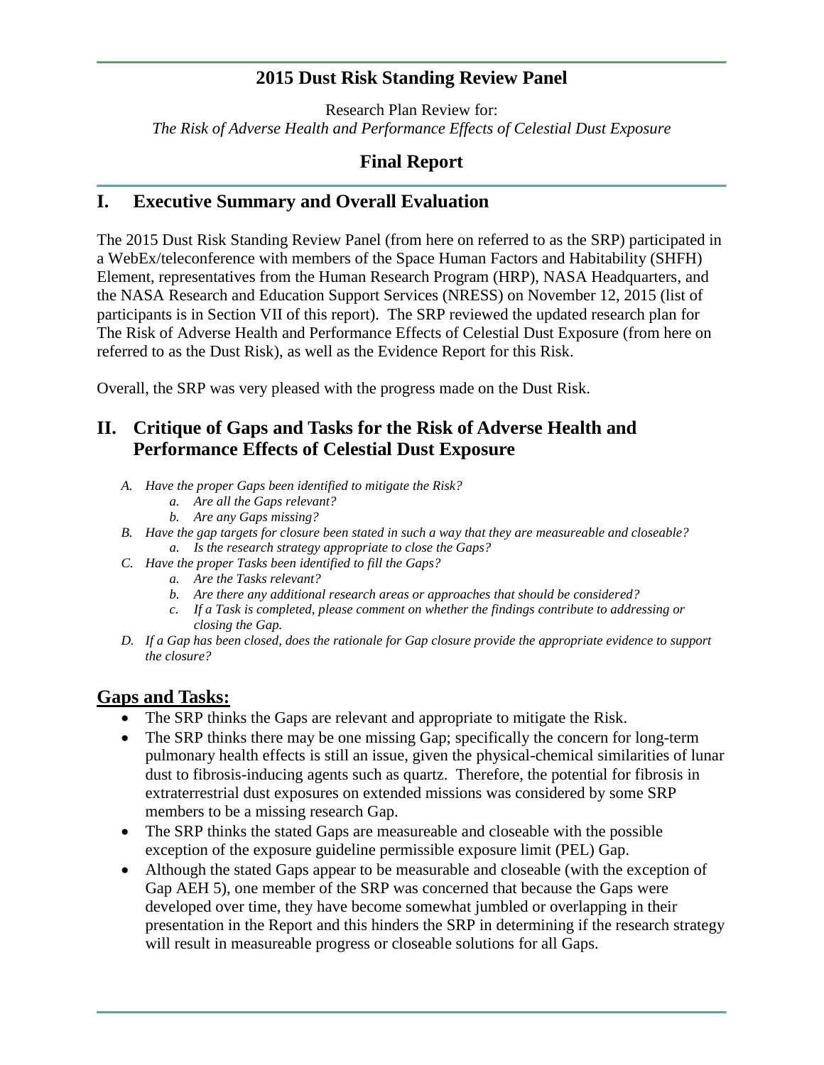# 2015 Dust Risk Standing Review Panel

Research Plan Review for:
*The Risk of Adverse Health and Performance Effects of Celestial Dust Exposure*

## Final Report

## I. Executive Summary and Overall Evaluation

The 2015 Dust Risk Standing Review Panel (from here on referred to as the SRP) participated in a WebEx/teleconference with members of the Space Human Factors and Habitability (SHFH) Element, representatives from the Human Research Program (HRP), NASA Headquarters, and the NASA Research and Education Support Services (NRESS) on November 12, 2015 (list of participants is in Section VII of this report). The SRP reviewed the updated research plan for The Risk of Adverse Health and Performance Effects of Celestial Dust Exposure (from here on referred to as the Dust Risk), as well as the Evidence Report for this Risk.

Overall, the SRP was very pleased with the progress made on the Dust Risk.

## II. Critique of Gaps and Tasks for the Risk of Adverse Health and Performance Effects of Celestial Dust Exposure

- *A. Have the proper Gaps been identified to mitigate the Risk?*
    - *a. Are all the Gaps relevant?*
    - *b. Are any Gaps missing?*
- *B. Have the gap targets for closure been stated in such a way that they are measureable and closeable?*
    - *a. Is the research strategy appropriate to close the Gaps?*
- *C. Have the proper Tasks been identified to fill the Gaps?*
    - *a. Are the Tasks relevant?*
    - *b. Are there any additional research areas or approaches that should be considered?*
    - *c. If a Task is completed, please comment on whether the findings contribute to addressing or closing the Gap.*
- *D. If a Gap has been closed, does the rationale for Gap closure provide the appropriate evidence to support the closure?*

### Gaps and Tasks:

- The SRP thinks the Gaps are relevant and appropriate to mitigate the Risk.
- The SRP thinks there may be one missing Gap; specifically the concern for long-term pulmonary health effects is still an issue, given the physical-chemical similarities of lunar dust to fibrosis-inducing agents such as quartz. Therefore, the potential for fibrosis in extraterrestrial dust exposures on extended missions was considered by some SRP members to be a missing research Gap.
- The SRP thinks the stated Gaps are measureable and closeable with the possible exception of the exposure guideline permissible exposure limit (PEL) Gap.
- Although the stated Gaps appear to be measurable and closeable (with the exception of Gap AEH 5), one member of the SRP was concerned that because the Gaps were developed over time, they have become somewhat jumbled or overlapping in their presentation in the Report and this hinders the SRP in determining if the research strategy will result in measureable progress or closeable solutions for all Gaps.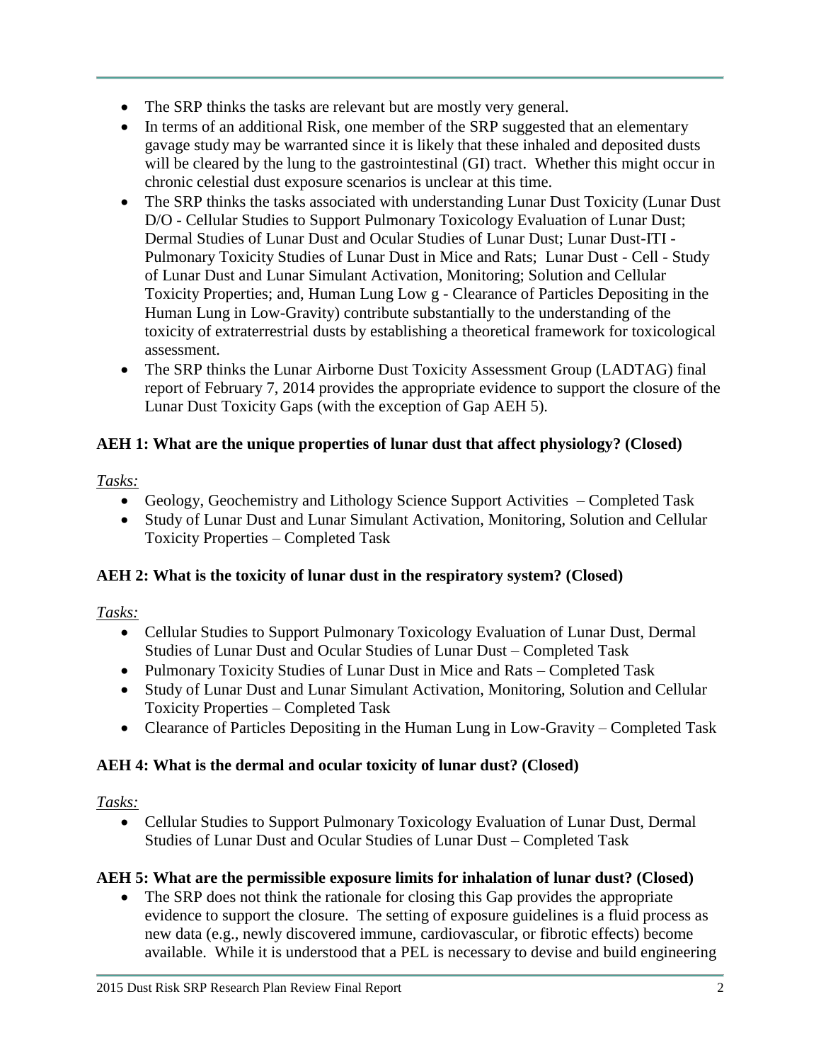- The SRP thinks the tasks are relevant but are mostly very general.
- In terms of an additional Risk, one member of the SRP suggested that an elementary gavage study may be warranted since it is likely that these inhaled and deposited dusts will be cleared by the lung to the gastrointestinal (GI) tract. Whether this might occur in chronic celestial dust exposure scenarios is unclear at this time.
- The SRP thinks the tasks associated with understanding Lunar Dust Toxicity (Lunar Dust D/O - Cellular Studies to Support Pulmonary Toxicology Evaluation of Lunar Dust; Dermal Studies of Lunar Dust and Ocular Studies of Lunar Dust; Lunar Dust-ITI - Pulmonary Toxicity Studies of Lunar Dust in Mice and Rats; Lunar Dust - Cell - Study of Lunar Dust and Lunar Simulant Activation, Monitoring; Solution and Cellular Toxicity Properties; and, Human Lung Low g - Clearance of Particles Depositing in the Human Lung in Low-Gravity) contribute substantially to the understanding of the toxicity of extraterrestrial dusts by establishing a theoretical framework for toxicological assessment.
- The SRP thinks the Lunar Airborne Dust Toxicity Assessment Group (LADTAG) final report of February 7, 2014 provides the appropriate evidence to support the closure of the Lunar Dust Toxicity Gaps (with the exception of Gap AEH 5).

**AEH 1: What are the unique properties of lunar dust that affect physiology? (Closed)**

*Tasks:*

- Geology, Geochemistry and Lithology Science Support Activities – Completed Task
- Study of Lunar Dust and Lunar Simulant Activation, Monitoring, Solution and Cellular Toxicity Properties – Completed Task

**AEH 2: What is the toxicity of lunar dust in the respiratory system? (Closed)**

*Tasks:*

- Cellular Studies to Support Pulmonary Toxicology Evaluation of Lunar Dust, Dermal Studies of Lunar Dust and Ocular Studies of Lunar Dust – Completed Task
- Pulmonary Toxicity Studies of Lunar Dust in Mice and Rats – Completed Task
- Study of Lunar Dust and Lunar Simulant Activation, Monitoring, Solution and Cellular Toxicity Properties – Completed Task
- Clearance of Particles Depositing in the Human Lung in Low-Gravity – Completed Task

**AEH 4: What is the dermal and ocular toxicity of lunar dust? (Closed)**

*Tasks:*

- Cellular Studies to Support Pulmonary Toxicology Evaluation of Lunar Dust, Dermal Studies of Lunar Dust and Ocular Studies of Lunar Dust – Completed Task

**AEH 5: What are the permissible exposure limits for inhalation of lunar dust? (Closed)**

- The SRP does not think the rationale for closing this Gap provides the appropriate evidence to support the closure. The setting of exposure guidelines is a fluid process as new data (e.g., newly discovered immune, cardiovascular, or fibrotic effects) become available. While it is understood that a PEL is necessary to devise and build engineering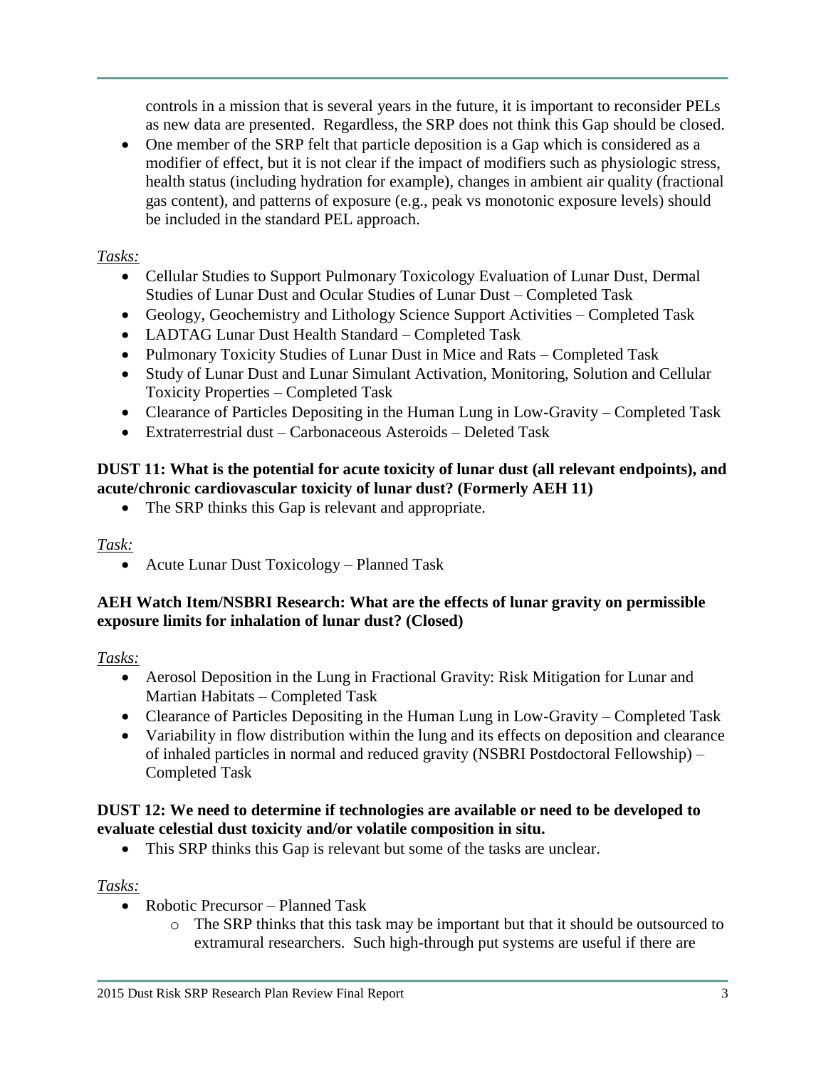controls in a mission that is several years in the future, it is important to reconsider PELs as new data are presented. Regardless, the SRP does not think this Gap should be closed.

- One member of the SRP felt that particle deposition is a Gap which is considered as a modifier of effect, but it is not clear if the impact of modifiers such as physiologic stress, health status (including hydration for example), changes in ambient air quality (fractional gas content), and patterns of exposure (e.g., peak vs monotonic exposure levels) should be included in the standard PEL approach.

*Tasks:*

- Cellular Studies to Support Pulmonary Toxicology Evaluation of Lunar Dust, Dermal Studies of Lunar Dust and Ocular Studies of Lunar Dust – Completed Task
- Geology, Geochemistry and Lithology Science Support Activities – Completed Task
- LADTAG Lunar Dust Health Standard – Completed Task
- Pulmonary Toxicity Studies of Lunar Dust in Mice and Rats – Completed Task
- Study of Lunar Dust and Lunar Simulant Activation, Monitoring, Solution and Cellular Toxicity Properties – Completed Task
- Clearance of Particles Depositing in the Human Lung in Low-Gravity – Completed Task
- Extraterrestrial dust – Carbonaceous Asteroids – Deleted Task

**DUST 11: What is the potential for acute toxicity of lunar dust (all relevant endpoints), and acute/chronic cardiovascular toxicity of lunar dust? (Formerly AEH 11)**

- The SRP thinks this Gap is relevant and appropriate.

*Task:*

- Acute Lunar Dust Toxicology – Planned Task

**AEH Watch Item/NSBRI Research: What are the effects of lunar gravity on permissible exposure limits for inhalation of lunar dust? (Closed)**

*Tasks:*

- Aerosol Deposition in the Lung in Fractional Gravity: Risk Mitigation for Lunar and Martian Habitats – Completed Task
- Clearance of Particles Depositing in the Human Lung in Low-Gravity – Completed Task
- Variability in flow distribution within the lung and its effects on deposition and clearance of inhaled particles in normal and reduced gravity (NSBRI Postdoctoral Fellowship) – Completed Task

**DUST 12: We need to determine if technologies are available or need to be developed to evaluate celestial dust toxicity and/or volatile composition in situ.**

- This SRP thinks this Gap is relevant but some of the tasks are unclear.

*Tasks:*

- Robotic Precursor – Planned Task
  - The SRP thinks that this task may be important but that it should be outsourced to extramural researchers. Such high-through put systems are useful if there are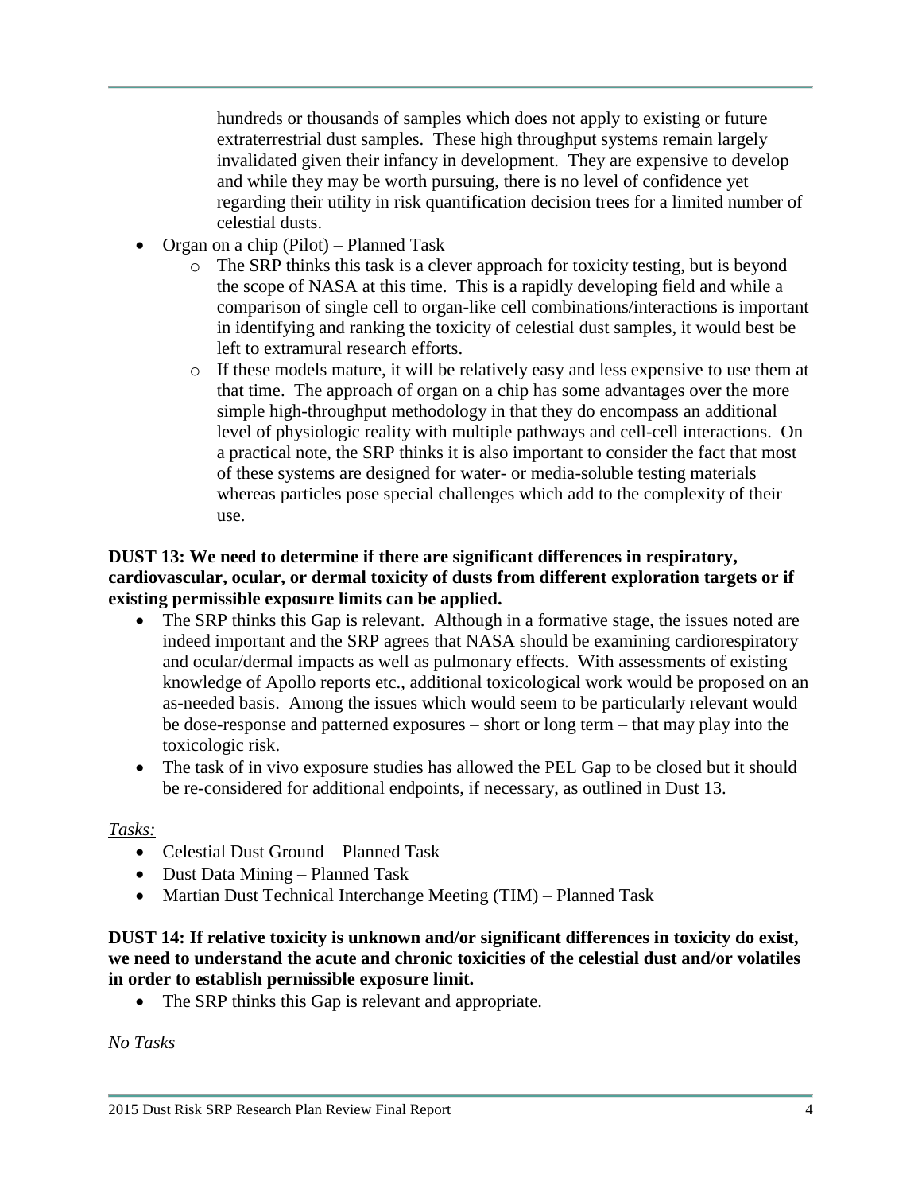hundreds or thousands of samples which does not apply to existing or future extraterrestrial dust samples. These high throughput systems remain largely invalidated given their infancy in development. They are expensive to develop and while they may be worth pursuing, there is no level of confidence yet regarding their utility in risk quantification decision trees for a limited number of celestial dusts.

- Organ on a chip (Pilot) – Planned Task
  - The SRP thinks this task is a clever approach for toxicity testing, but is beyond the scope of NASA at this time. This is a rapidly developing field and while a comparison of single cell to organ-like cell combinations/interactions is important in identifying and ranking the toxicity of celestial dust samples, it would best be left to extramural research efforts.
  - If these models mature, it will be relatively easy and less expensive to use them at that time. The approach of organ on a chip has some advantages over the more simple high-throughput methodology in that they do encompass an additional level of physiologic reality with multiple pathways and cell-cell interactions. On a practical note, the SRP thinks it is also important to consider the fact that most of these systems are designed for water- or media-soluble testing materials whereas particles pose special challenges which add to the complexity of their use.

**DUST 13: We need to determine if there are significant differences in respiratory, cardiovascular, ocular, or dermal toxicity of dusts from different exploration targets or if existing permissible exposure limits can be applied.**

- The SRP thinks this Gap is relevant. Although in a formative stage, the issues noted are indeed important and the SRP agrees that NASA should be examining cardiorespiratory and ocular/dermal impacts as well as pulmonary effects. With assessments of existing knowledge of Apollo reports etc., additional toxicological work would be proposed on an as-needed basis. Among the issues which would seem to be particularly relevant would be dose-response and patterned exposures – short or long term – that may play into the toxicologic risk.
- The task of in vivo exposure studies has allowed the PEL Gap to be closed but it should be re-considered for additional endpoints, if necessary, as outlined in Dust 13.

*Tasks:*

- Celestial Dust Ground – Planned Task
- Dust Data Mining – Planned Task
- Martian Dust Technical Interchange Meeting (TIM) – Planned Task

**DUST 14: If relative toxicity is unknown and/or significant differences in toxicity do exist, we need to understand the acute and chronic toxicities of the celestial dust and/or volatiles in order to establish permissible exposure limit.**

- The SRP thinks this Gap is relevant and appropriate.

*No Tasks*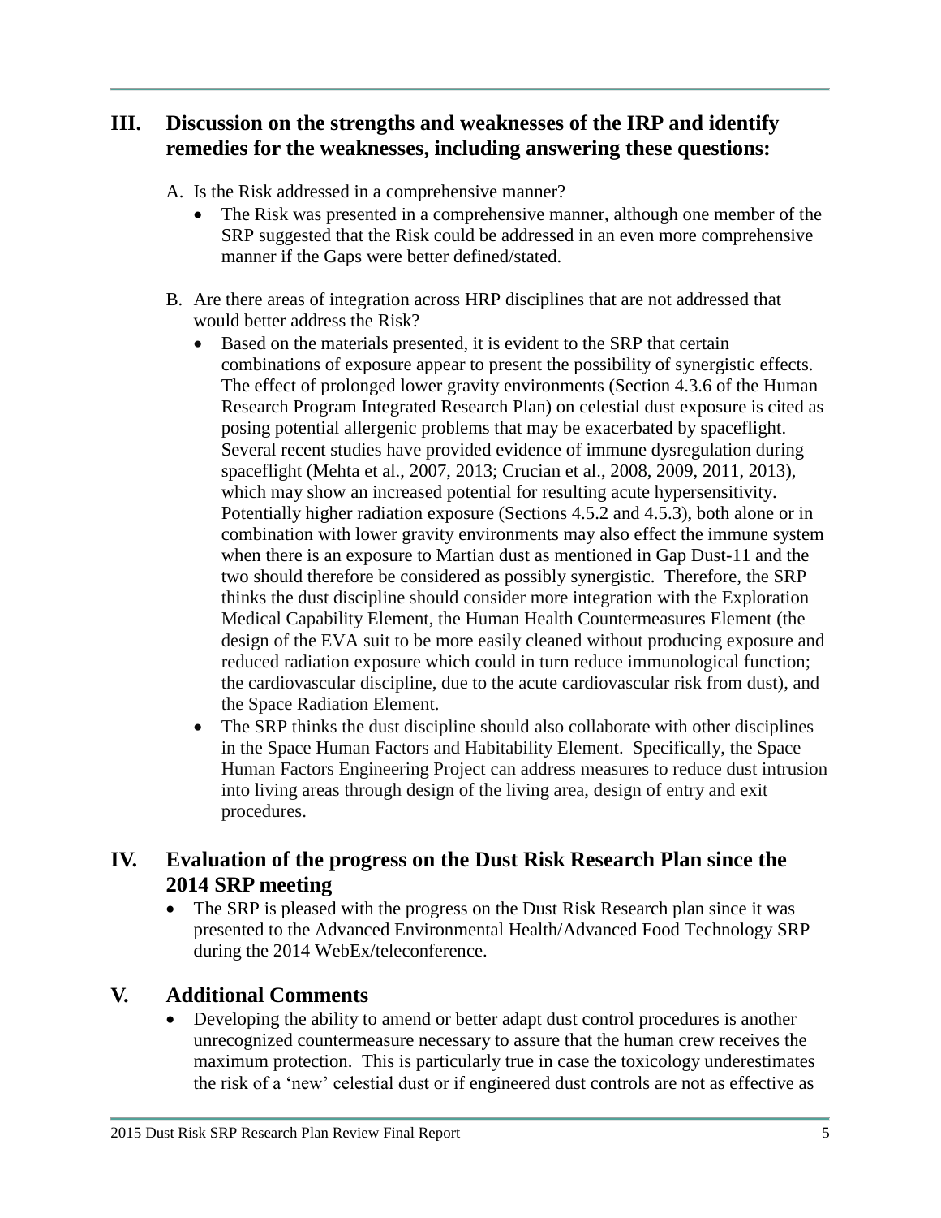## III. Discussion on the strengths and weaknesses of the IRP and identify remedies for the weaknesses, including answering these questions:

A. Is the Risk addressed in a comprehensive manner?

- The Risk was presented in a comprehensive manner, although one member of the SRP suggested that the Risk could be addressed in an even more comprehensive manner if the Gaps were better defined/stated.

B. Are there areas of integration across HRP disciplines that are not addressed that would better address the Risk?

- Based on the materials presented, it is evident to the SRP that certain combinations of exposure appear to present the possibility of synergistic effects. The effect of prolonged lower gravity environments (Section 4.3.6 of the Human Research Program Integrated Research Plan) on celestial dust exposure is cited as posing potential allergenic problems that may be exacerbated by spaceflight. Several recent studies have provided evidence of immune dysregulation during spaceflight (Mehta et al., 2007, 2013; Crucian et al., 2008, 2009, 2011, 2013), which may show an increased potential for resulting acute hypersensitivity. Potentially higher radiation exposure (Sections 4.5.2 and 4.5.3), both alone or in combination with lower gravity environments may also effect the immune system when there is an exposure to Martian dust as mentioned in Gap Dust-11 and the two should therefore be considered as possibly synergistic. Therefore, the SRP thinks the dust discipline should consider more integration with the Exploration Medical Capability Element, the Human Health Countermeasures Element (the design of the EVA suit to be more easily cleaned without producing exposure and reduced radiation exposure which could in turn reduce immunological function; the cardiovascular discipline, due to the acute cardiovascular risk from dust), and the Space Radiation Element.
- The SRP thinks the dust discipline should also collaborate with other disciplines in the Space Human Factors and Habitability Element. Specifically, the Space Human Factors Engineering Project can address measures to reduce dust intrusion into living areas through design of the living area, design of entry and exit procedures.

## IV. Evaluation of the progress on the Dust Risk Research Plan since the 2014 SRP meeting

- The SRP is pleased with the progress on the Dust Risk Research plan since it was presented to the Advanced Environmental Health/Advanced Food Technology SRP during the 2014 WebEx/teleconference.

## V. Additional Comments

- Developing the ability to amend or better adapt dust control procedures is another unrecognized countermeasure necessary to assure that the human crew receives the maximum protection. This is particularly true in case the toxicology underestimates the risk of a 'new' celestial dust or if engineered dust controls are not as effective as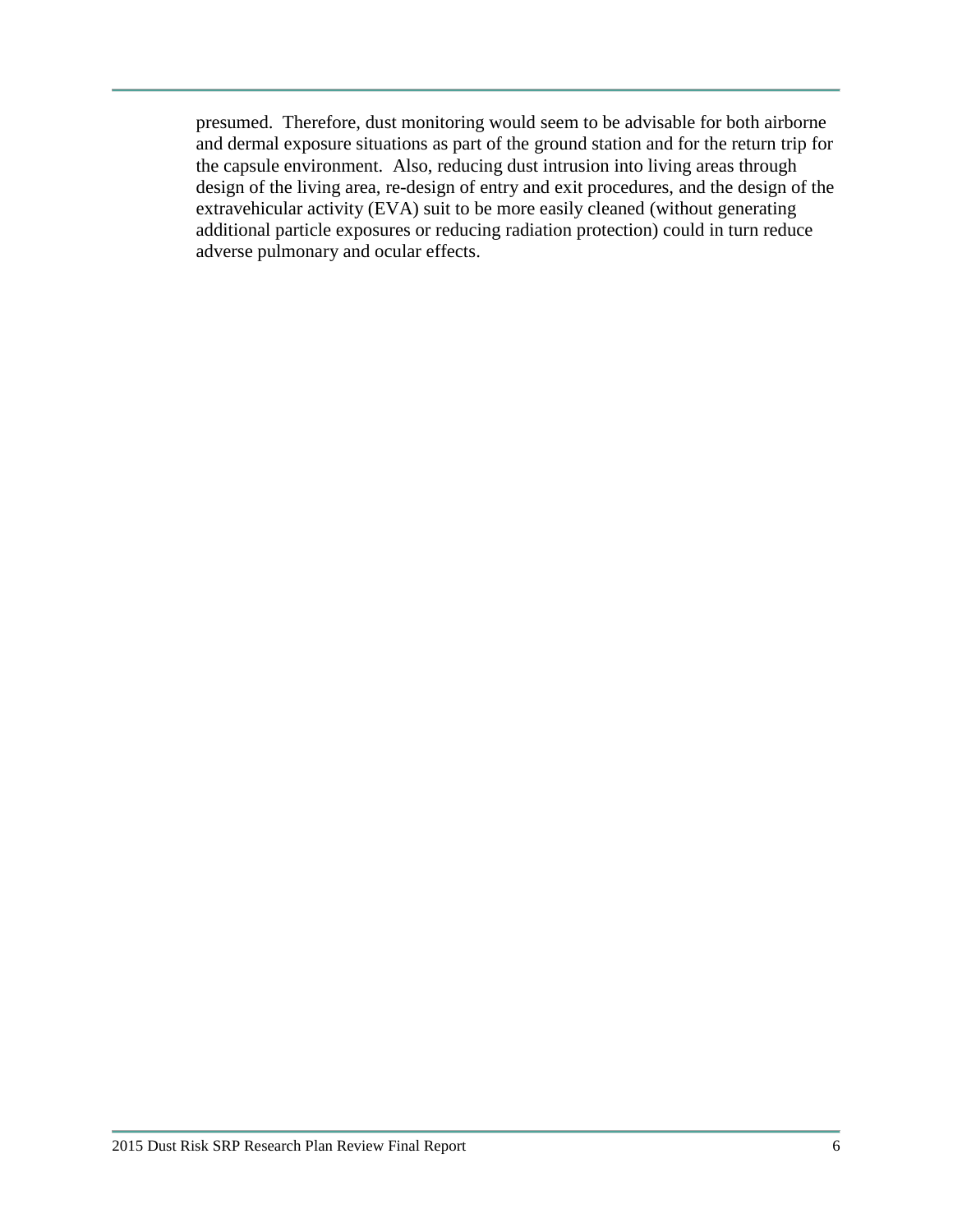presumed. Therefore, dust monitoring would seem to be advisable for both airborne and dermal exposure situations as part of the ground station and for the return trip for the capsule environment. Also, reducing dust intrusion into living areas through design of the living area, re-design of entry and exit procedures, and the design of the extravehicular activity (EVA) suit to be more easily cleaned (without generating additional particle exposures or reducing radiation protection) could in turn reduce adverse pulmonary and ocular effects.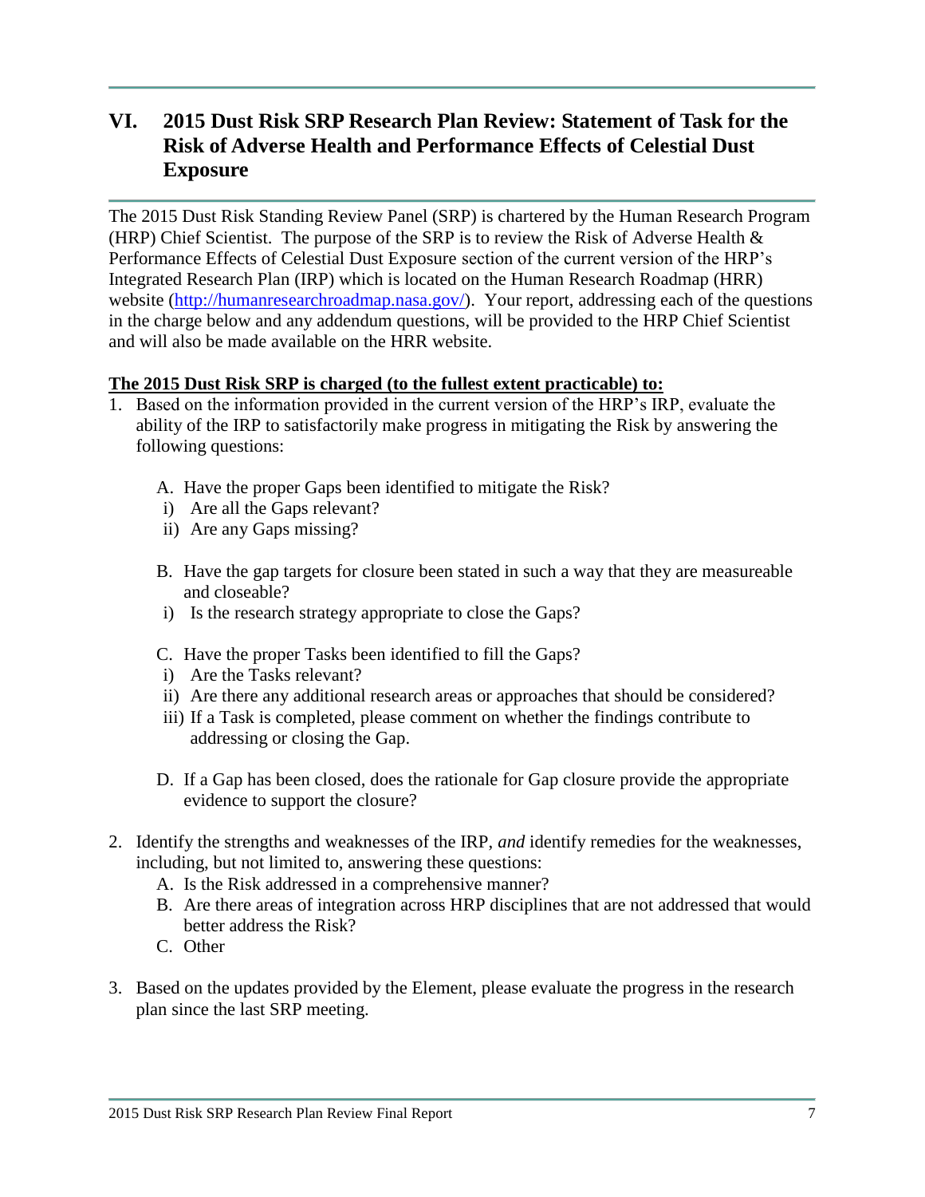## VI. 2015 Dust Risk SRP Research Plan Review: Statement of Task for the Risk of Adverse Health and Performance Effects of Celestial Dust Exposure

The 2015 Dust Risk Standing Review Panel (SRP) is chartered by the Human Research Program (HRP) Chief Scientist. The purpose of the SRP is to review the Risk of Adverse Health & Performance Effects of Celestial Dust Exposure section of the current version of the HRP's Integrated Research Plan (IRP) which is located on the Human Research Roadmap (HRR) website (http://humanresearchroadmap.nasa.gov/). Your report, addressing each of the questions in the charge below and any addendum questions, will be provided to the HRP Chief Scientist and will also be made available on the HRR website.

**The 2015 Dust Risk SRP is charged (to the fullest extent practicable) to:**

1. Based on the information provided in the current version of the HRP's IRP, evaluate the ability of the IRP to satisfactorily make progress in mitigating the Risk by answering the following questions:

   A. Have the proper Gaps been identified to mitigate the Risk?
      i) Are all the Gaps relevant?
      ii) Are any Gaps missing?

   B. Have the gap targets for closure been stated in such a way that they are measureable and closeable?
      i) Is the research strategy appropriate to close the Gaps?

   C. Have the proper Tasks been identified to fill the Gaps?
      i) Are the Tasks relevant?
      ii) Are there any additional research areas or approaches that should be considered?
      iii) If a Task is completed, please comment on whether the findings contribute to addressing or closing the Gap.

   D. If a Gap has been closed, does the rationale for Gap closure provide the appropriate evidence to support the closure?

2. Identify the strengths and weaknesses of the IRP, *and* identify remedies for the weaknesses, including, but not limited to, answering these questions:
   A. Is the Risk addressed in a comprehensive manner?
   B. Are there areas of integration across HRP disciplines that are not addressed that would better address the Risk?
   C. Other

3. Based on the updates provided by the Element, please evaluate the progress in the research plan since the last SRP meeting.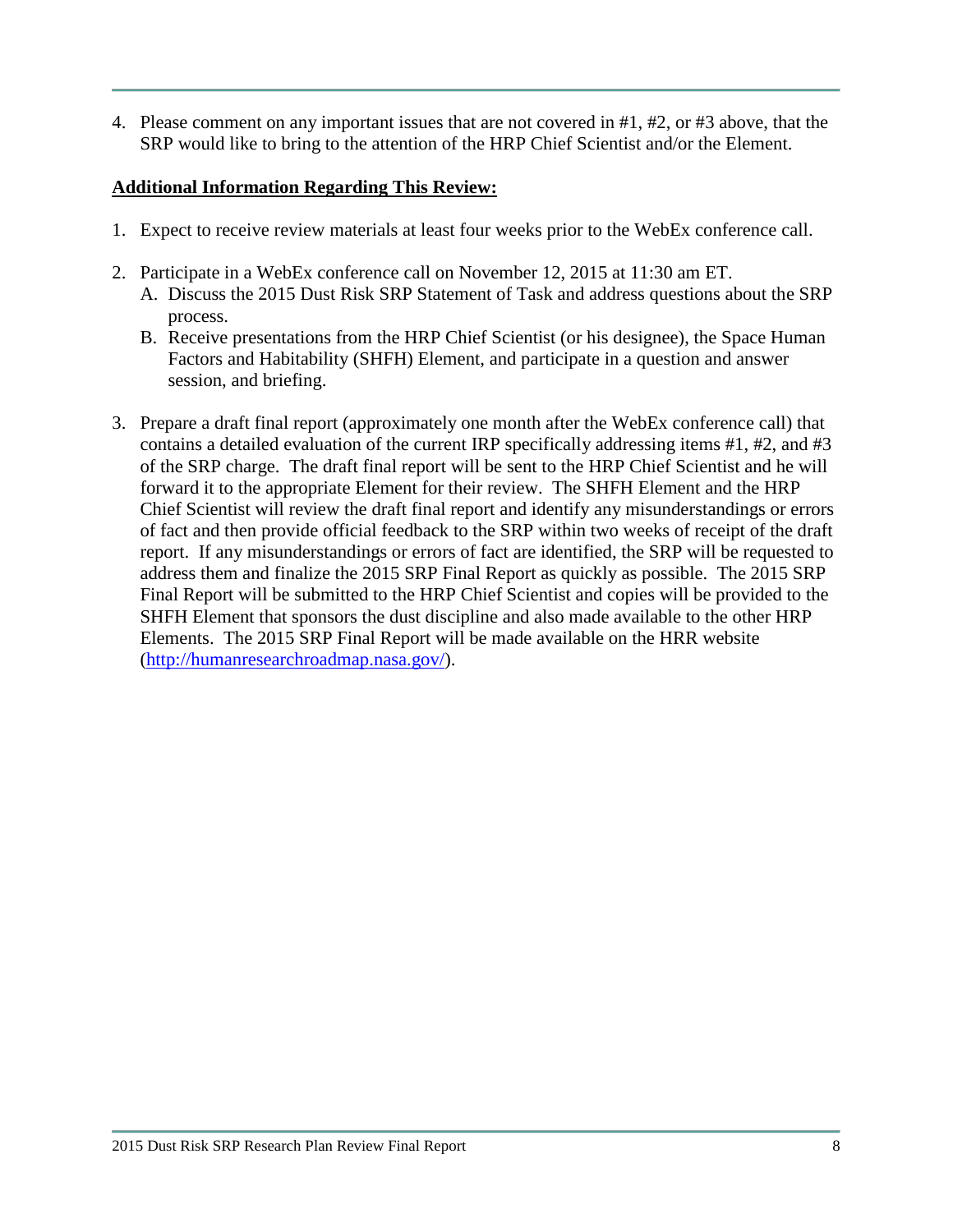4. Please comment on any important issues that are not covered in #1, #2, or #3 above, that the SRP would like to bring to the attention of the HRP Chief Scientist and/or the Element.

**Additional Information Regarding This Review:**

1. Expect to receive review materials at least four weeks prior to the WebEx conference call.

2. Participate in a WebEx conference call on November 12, 2015 at 11:30 am ET.
   A. Discuss the 2015 Dust Risk SRP Statement of Task and address questions about the SRP process.
   B. Receive presentations from the HRP Chief Scientist (or his designee), the Space Human Factors and Habitability (SHFH) Element, and participate in a question and answer session, and briefing.

3. Prepare a draft final report (approximately one month after the WebEx conference call) that contains a detailed evaluation of the current IRP specifically addressing items #1, #2, and #3 of the SRP charge. The draft final report will be sent to the HRP Chief Scientist and he will forward it to the appropriate Element for their review. The SHFH Element and the HRP Chief Scientist will review the draft final report and identify any misunderstandings or errors of fact and then provide official feedback to the SRP within two weeks of receipt of the draft report. If any misunderstandings or errors of fact are identified, the SRP will be requested to address them and finalize the 2015 SRP Final Report as quickly as possible. The 2015 SRP Final Report will be submitted to the HRP Chief Scientist and copies will be provided to the SHFH Element that sponsors the dust discipline and also made available to the other HRP Elements. The 2015 SRP Final Report will be made available on the HRR website (http://humanresearchroadmap.nasa.gov/).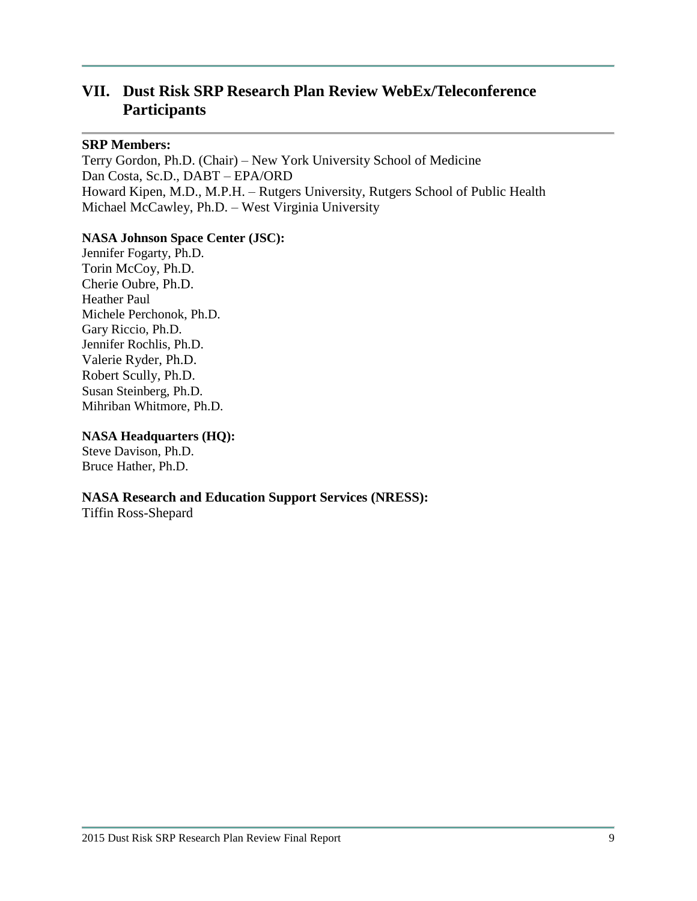# VII. Dust Risk SRP Research Plan Review WebEx/Teleconference Participants

**SRP Members:**

Terry Gordon, Ph.D. (Chair) – New York University School of Medicine
Dan Costa, Sc.D., DABT – EPA/ORD
Howard Kipen, M.D., M.P.H. – Rutgers University, Rutgers School of Public Health
Michael McCawley, Ph.D. – West Virginia University

**NASA Johnson Space Center (JSC):**

Jennifer Fogarty, Ph.D.
Torin McCoy, Ph.D.
Cherie Oubre, Ph.D.
Heather Paul
Michele Perchonok, Ph.D.
Gary Riccio, Ph.D.
Jennifer Rochlis, Ph.D.
Valerie Ryder, Ph.D.
Robert Scully, Ph.D.
Susan Steinberg, Ph.D.
Mihriban Whitmore, Ph.D.

**NASA Headquarters (HQ):**

Steve Davison, Ph.D.
Bruce Hather, Ph.D.

**NASA Research and Education Support Services (NRESS):**

Tiffin Ross-Shepard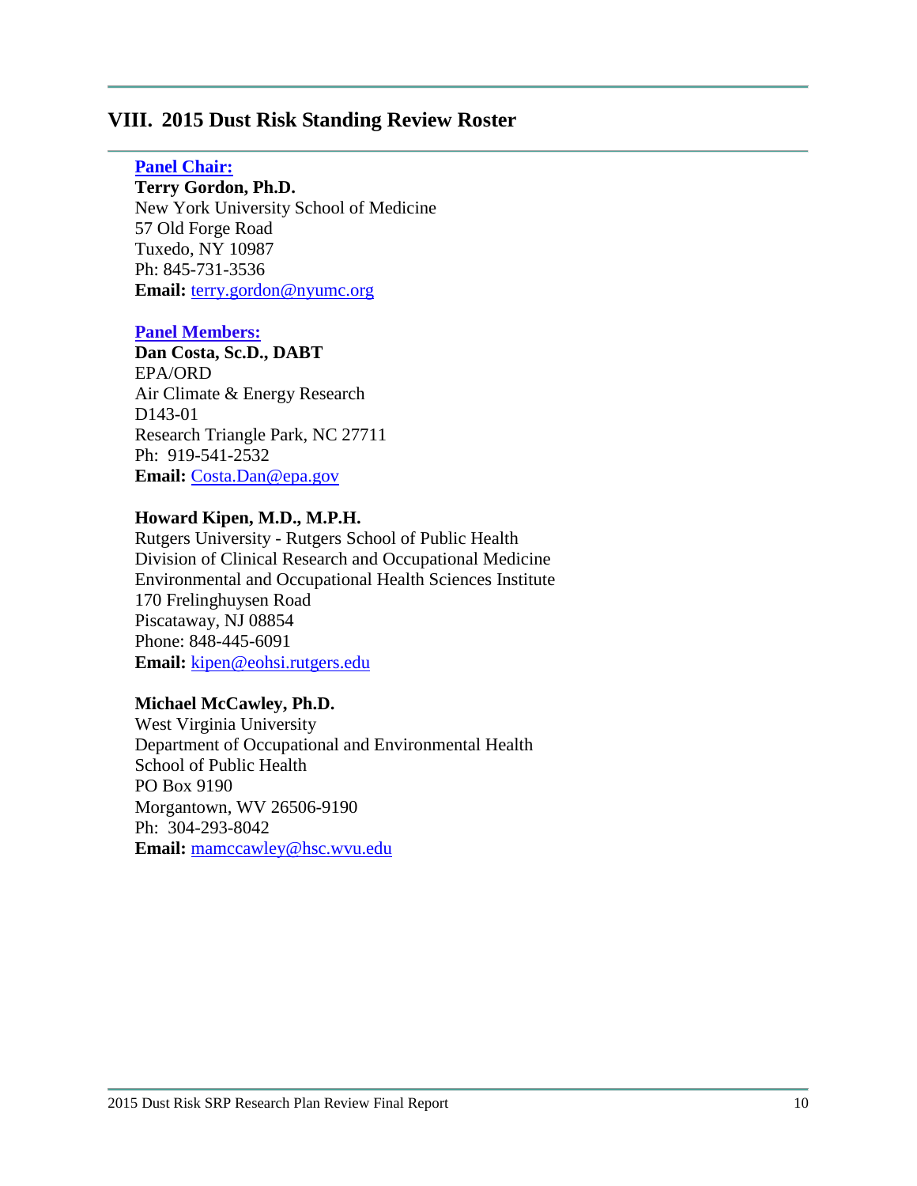## VIII. 2015 Dust Risk Standing Review Roster

**Panel Chair:**

**Terry Gordon, Ph.D.**
New York University School of Medicine
57 Old Forge Road
Tuxedo, NY 10987
Ph: 845-731-3536
**Email:** terry.gordon@nyumc.org

**Panel Members:**

**Dan Costa, Sc.D., DABT**
EPA/ORD
Air Climate & Energy Research
D143-01
Research Triangle Park, NC 27711
Ph: 919-541-2532
**Email:** Costa.Dan@epa.gov

**Howard Kipen, M.D., M.P.H.**
Rutgers University - Rutgers School of Public Health
Division of Clinical Research and Occupational Medicine
Environmental and Occupational Health Sciences Institute
170 Frelinghuysen Road
Piscataway, NJ 08854
Phone: 848-445-6091
**Email:** kipen@eohsi.rutgers.edu

**Michael McCawley, Ph.D.**
West Virginia University
Department of Occupational and Environmental Health
School of Public Health
PO Box 9190
Morgantown, WV 26506-9190
Ph: 304-293-8042
**Email:** mamccawley@hsc.wvu.edu